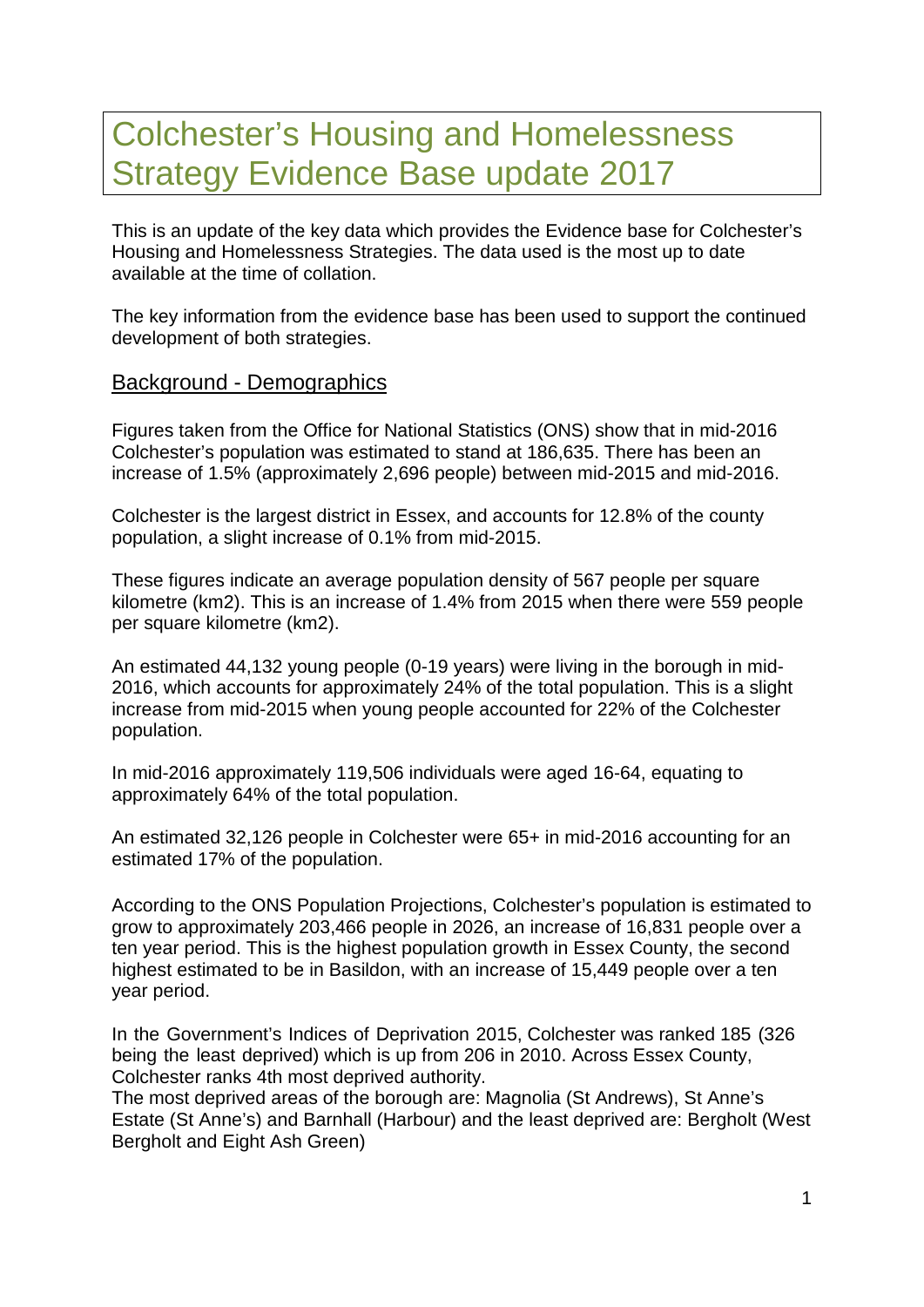# Colchester's Housing and Homelessness Strategy Evidence Base update 2017

This is an update of the key data which provides the Evidence base for Colchester's Housing and Homelessness Strategies. The data used is the most up to date available at the time of collation.

The key information from the evidence base has been used to support the continued development of both strategies.

## Background - Demographics

Figures taken from the Office for National Statistics (ONS) show that in mid-2016 Colchester's population was estimated to stand at 186,635. There has been an increase of 1.5% (approximately 2,696 people) between mid-2015 and mid-2016.

Colchester is the largest district in Essex, and accounts for 12.8% of the county population, a slight increase of 0.1% from mid-2015.

These figures indicate an average population density of 567 people per square kilometre (km2). This is an increase of 1.4% from 2015 when there were 559 people per square kilometre (km2).

An estimated 44,132 young people (0-19 years) were living in the borough in mid-2016, which accounts for approximately 24% of the total population. This is a slight increase from mid-2015 when young people accounted for 22% of the Colchester population.

In mid-2016 approximately 119,506 individuals were aged 16-64, equating to approximately 64% of the total population.

An estimated 32,126 people in Colchester were 65+ in mid-2016 accounting for an estimated 17% of the population.

According to the ONS Population Projections, Colchester's population is estimated to grow to approximately 203,466 people in 2026, an increase of 16,831 people over a ten year period. This is the highest population growth in Essex County, the second highest estimated to be in Basildon, with an increase of 15,449 people over a ten year period.

In the Government's Indices of Deprivation 2015, Colchester was ranked 185 (326 being the least deprived) which is up from 206 in 2010. Across Essex County, Colchester ranks 4th most deprived authority.
The most deprived areas of the borough are: Magnolia (St Andrews), St Anne's Estate (St Anne's) and Barnhall (Harbour) and the least deprived are: Bergholt (West Bergholt and Eight Ash Green)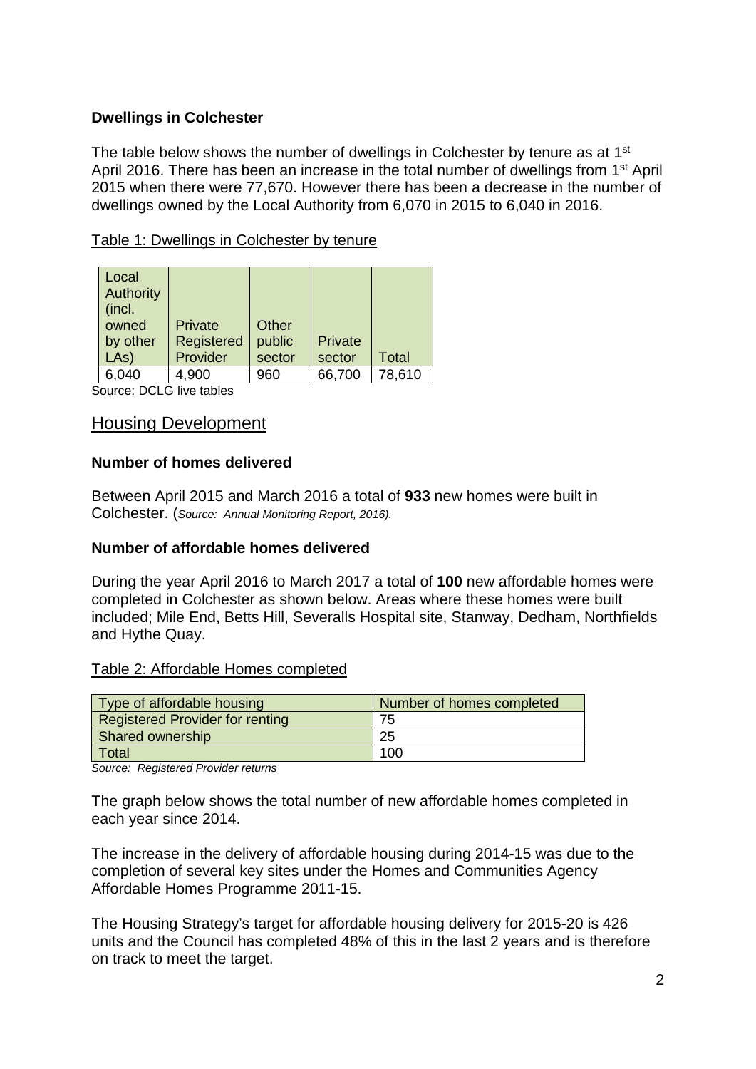**Dwellings in Colchester**

The table below shows the number of dwellings in Colchester by tenure as at 1st April 2016. There has been an increase in the total number of dwellings from 1st April 2015 when there were 77,670. However there has been a decrease in the number of dwellings owned by the Local Authority from 6,070 in 2015 to 6,040 in 2016.

Table 1: Dwellings in Colchester by tenure

| Local Authority (incl. owned by other LAs) | Private Registered Provider | Other public sector | Private sector | Total |
|---|---|---|---|---|
| 6,040 | 4,900 | 960 | 66,700 | 78,610 |

Source: DCLG live tables

## Housing Development

**Number of homes delivered**

Between April 2015 and March 2016 a total of **933** new homes were built in Colchester. (*Source: Annual Monitoring Report, 2016).*

**Number of affordable homes delivered**

During the year April 2016 to March 2017 a total of **100** new affordable homes were completed in Colchester as shown below. Areas where these homes were built included; Mile End, Betts Hill, Severalls Hospital site, Stanway, Dedham, Northfields and Hythe Quay.

Table 2: Affordable Homes completed

| Type of affordable housing | Number of homes completed |
|---|---|
| Registered Provider for renting | 75 |
| Shared ownership | 25 |
| Total | 100 |

*Source: Registered Provider returns*

The graph below shows the total number of new affordable homes completed in each year since 2014.

The increase in the delivery of affordable housing during 2014-15 was due to the completion of several key sites under the Homes and Communities Agency Affordable Homes Programme 2011-15.

The Housing Strategy's target for affordable housing delivery for 2015-20 is 426 units and the Council has completed 48% of this in the last 2 years and is therefore on track to meet the target.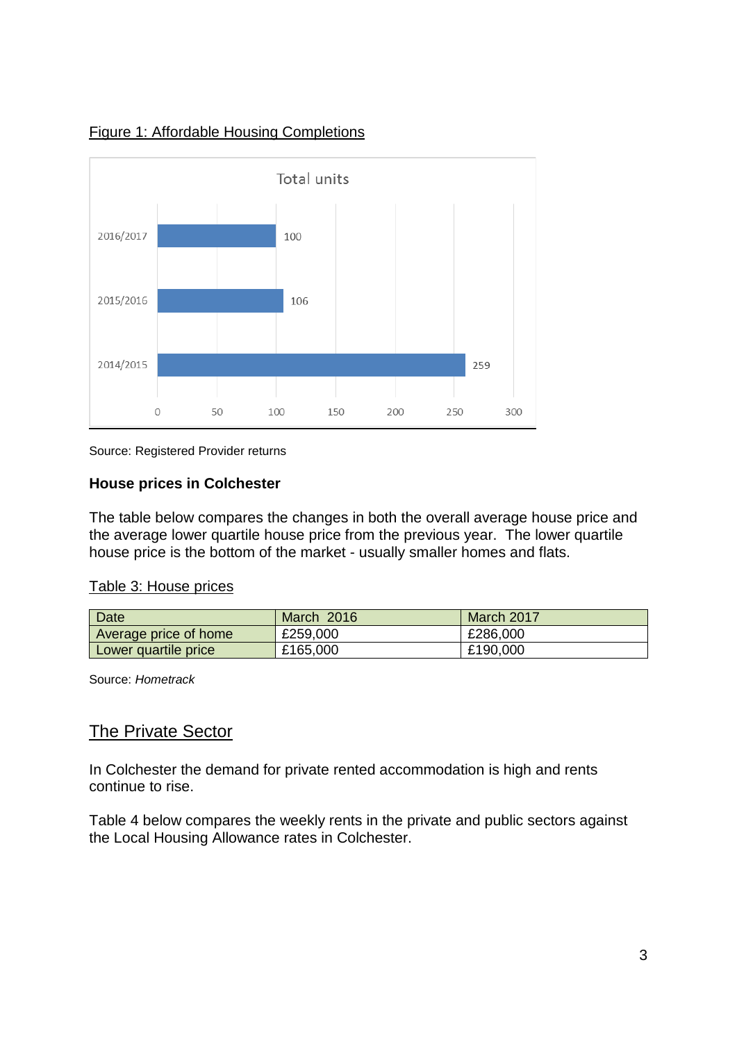Figure 1: Affordable Housing Completions

Total units

| Year | Total units |
|---|---|
| 2016/2017 | 100 |
| 2015/2016 | 106 |
| 2014/2015 | 259 |

Source: Registered Provider returns

### House prices in Colchester

The table below compares the changes in both the overall average house price and the average lower quartile house price from the previous year. The lower quartile house price is the bottom of the market - usually smaller homes and flats.

Table 3: House prices

| Date | March 2016 | March 2017 |
|---|---|---|
| Average price of home | £259,000 | £286,000 |
| Lower quartile price | £165,000 | £190,000 |

Source: *Hometrack*

## The Private Sector

In Colchester the demand for private rented accommodation is high and rents continue to rise.

Table 4 below compares the weekly rents in the private and public sectors against the Local Housing Allowance rates in Colchester.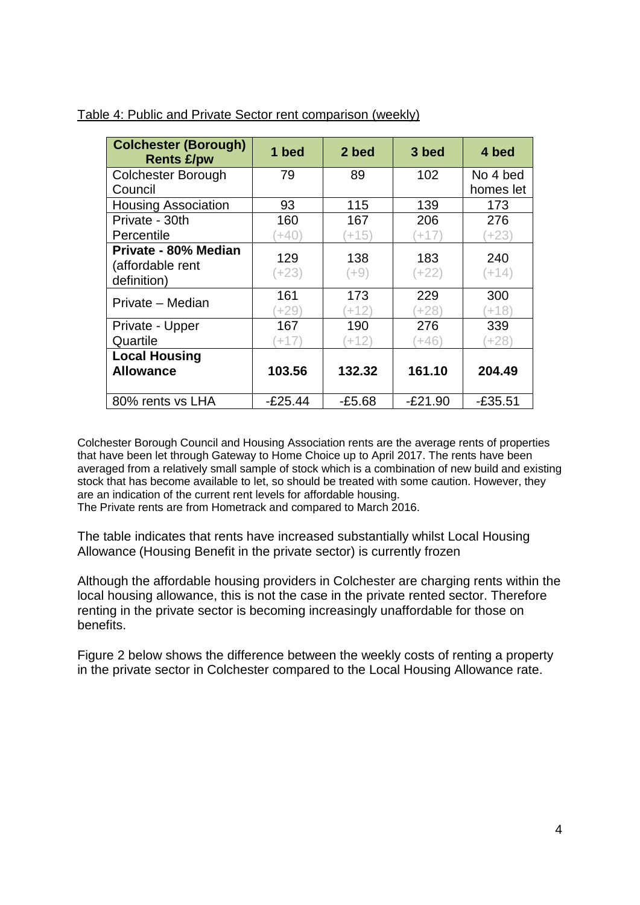Table 4: Public and Private Sector rent comparison (weekly)

| **Colchester (Borough) Rents £/pw** | **1 bed** | **2 bed** | **3 bed** | **4 bed** |
|---|---|---|---|---|
| Colchester Borough Council | 79 | 89 | 102 | No 4 bed homes let |
| Housing Association | 93 | 115 | 139 | 173 |
| Private - 30th Percentile | 160 (+40) | 167 (+15) | 206 (+17) | 276 (+23) |
| **Private - 80% Median** (affordable rent definition) | 129 (+23) | 138 (+9) | 183 (+22) | 240 (+14) |
| Private – Median | 161 (+29) | 173 (+12) | 229 (+28) | 300 (+18) |
| Private - Upper Quartile | 167 (+17) | 190 (+12) | 276 (+46) | 339 (+28) |
| **Local Housing Allowance** | **103.56** | **132.32** | **161.10** | **204.49** |
| 80% rents vs LHA | -£25.44 | -£5.68 | -£21.90 | -£35.51 |

Colchester Borough Council and Housing Association rents are the average rents of properties that have been let through Gateway to Home Choice up to April 2017. The rents have been averaged from a relatively small sample of stock which is a combination of new build and existing stock that has become available to let, so should be treated with some caution. However, they are an indication of the current rent levels for affordable housing.
The Private rents are from Hometrack and compared to March 2016.

The table indicates that rents have increased substantially whilst Local Housing Allowance (Housing Benefit in the private sector) is currently frozen

Although the affordable housing providers in Colchester are charging rents within the local housing allowance, this is not the case in the private rented sector. Therefore renting in the private sector is becoming increasingly unaffordable for those on benefits.

Figure 2 below shows the difference between the weekly costs of renting a property in the private sector in Colchester compared to the Local Housing Allowance rate.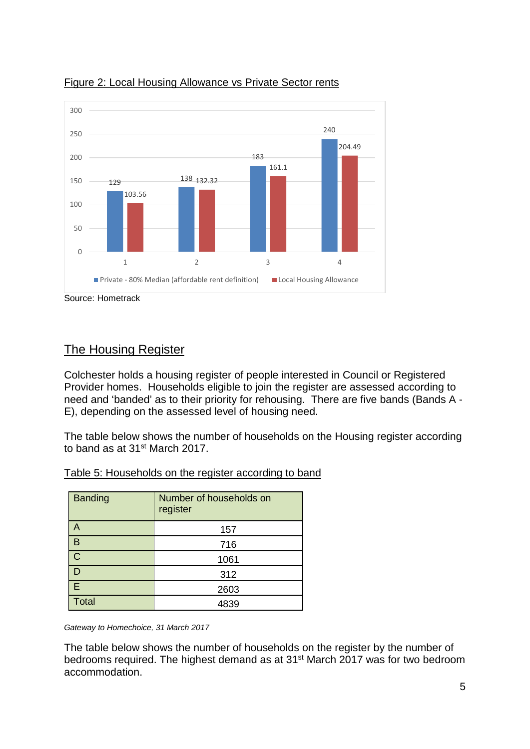Figure 2: Local Housing Allowance vs Private Sector rents

| | Private - 80% Median (affordable rent definition) | Local Housing Allowance |
|---|---|---|
| 1 | 129 | 103.56 |
| 2 | 138 | 132.32 |
| 3 | 183 | 161.1 |
| 4 | 240 | 204.49 |

Source: Hometrack

## The Housing Register

Colchester holds a housing register of people interested in Council or Registered Provider homes. Households eligible to join the register are assessed according to need and 'banded' as to their priority for rehousing. There are five bands (Bands A - E), depending on the assessed level of housing need.

The table below shows the number of households on the Housing register according to band as at 31st March 2017.

Table 5: Households on the register according to band

| Banding | Number of households on register |
|---|---|
| A | 157 |
| B | 716 |
| C | 1061 |
| D | 312 |
| E | 2603 |
| Total | 4839 |

*Gateway to Homechoice, 31 March 2017*

The table below shows the number of households on the register by the number of bedrooms required. The highest demand as at 31st March 2017 was for two bedroom accommodation.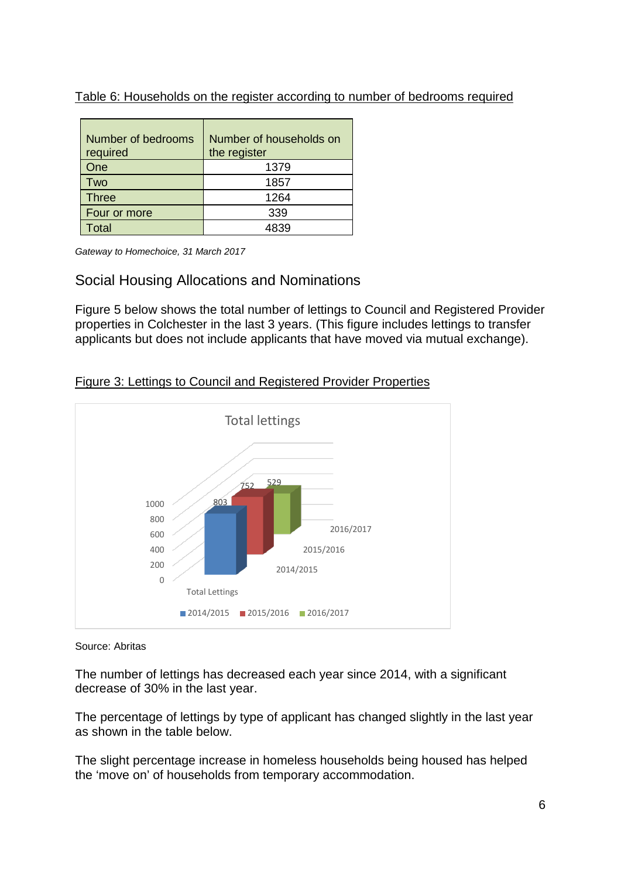Table 6: Households on the register according to number of bedrooms required

| Number of bedrooms required | Number of households on the register |
|---|---|
| One | 1379 |
| Two | 1857 |
| Three | 1264 |
| Four or more | 339 |
| Total | 4839 |

*Gateway to Homechoice, 31 March 2017*

## Social Housing Allocations and Nominations

Figure 5 below shows the total number of lettings to Council and Registered Provider properties in Colchester in the last 3 years. (This figure includes lettings to transfer applicants but does not include applicants that have moved via mutual exchange).

Figure 3: Lettings to Council and Registered Provider Properties

| Total Lettings | 2014/2015 | 2015/2016 | 2016/2017 |
|---|---|---|---|
| Total lettings | 803 | 752 | 529 |

Source: Abritas

The number of lettings has decreased each year since 2014, with a significant decrease of 30% in the last year.

The percentage of lettings by type of applicant has changed slightly in the last year as shown in the table below.

The slight percentage increase in homeless households being housed has helped the 'move on' of households from temporary accommodation.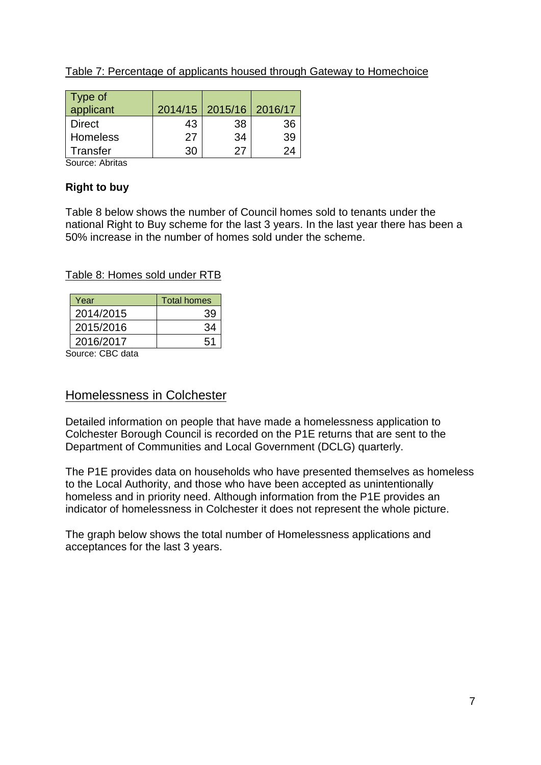Table 7: Percentage of applicants housed through Gateway to Homechoice

| Type of applicant | 2014/15 | 2015/16 | 2016/17 |
| --- | --- | --- | --- |
| Direct | 43 | 38 | 36 |
| Homeless | 27 | 34 | 39 |
| Transfer | 30 | 27 | 24 |

Source: Abritas

**Right to buy**

Table 8 below shows the number of Council homes sold to tenants under the national Right to Buy scheme for the last 3 years. In the last year there has been a 50% increase in the number of homes sold under the scheme.

Table 8: Homes sold under RTB

| Year | Total homes |
| --- | --- |
| 2014/2015 | 39 |
| 2015/2016 | 34 |
| 2016/2017 | 51 |

Source: CBC data

## Homelessness in Colchester

Detailed information on people that have made a homelessness application to Colchester Borough Council is recorded on the P1E returns that are sent to the Department of Communities and Local Government (DCLG) quarterly.

The P1E provides data on households who have presented themselves as homeless to the Local Authority, and those who have been accepted as unintentionally homeless and in priority need. Although information from the P1E provides an indicator of homelessness in Colchester it does not represent the whole picture.

The graph below shows the total number of Homelessness applications and acceptances for the last 3 years.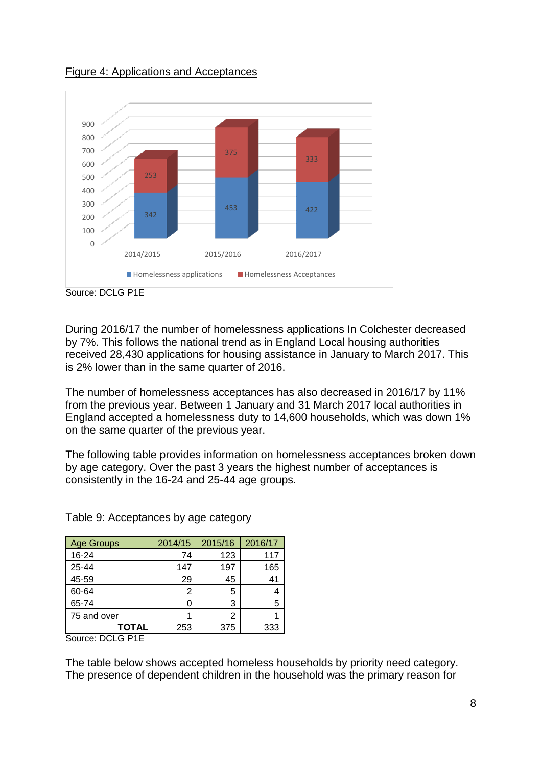Figure 4: Applications and Acceptances

| | 2014/2015 | 2015/2016 | 2016/2017 |
|---|---|---|---|
| Homelessness applications | 342 | 453 | 422 |
| Homelessness Acceptances | 253 | 375 | 333 |

Source: DCLG P1E

During 2016/17 the number of homelessness applications In Colchester decreased by 7%. This follows the national trend as in England Local housing authorities received 28,430 applications for housing assistance in January to March 2017. This is 2% lower than in the same quarter of 2016.

The number of homelessness acceptances has also decreased in 2016/17 by 11% from the previous year. Between 1 January and 31 March 2017 local authorities in England accepted a homelessness duty to 14,600 households, which was down 1% on the same quarter of the previous year.

The following table provides information on homelessness acceptances broken down by age category. Over the past 3 years the highest number of acceptances is consistently in the 16-24 and 25-44 age groups.

Table 9: Acceptances by age category

| Age Groups | 2014/15 | 2015/16 | 2016/17 |
|---|---|---|---|
| 16-24 | 74 | 123 | 117 |
| 25-44 | 147 | 197 | 165 |
| 45-59 | 29 | 45 | 41 |
| 60-64 | 2 | 5 | 4 |
| 65-74 | 0 | 3 | 5 |
| 75 and over | 1 | 2 | 1 |
| **TOTAL** | 253 | 375 | 333 |

Source: DCLG P1E

The table below shows accepted homeless households by priority need category. The presence of dependent children in the household was the primary reason for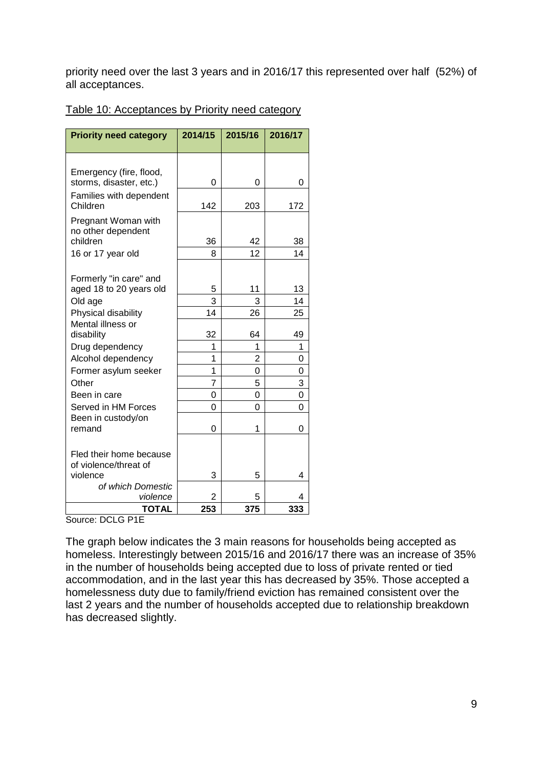priority need over the last 3 years and in 2016/17 this represented over half (52%) of all acceptances.

Table 10: Acceptances by Priority need category

| Priority need category | 2014/15 | 2015/16 | 2016/17 |
|---|---|---|---|
| Emergency (fire, flood, storms, disaster, etc.) | 0 | 0 | 0 |
| Families with dependent Children | 142 | 203 | 172 |
| Pregnant Woman with no other dependent children | 36 | 42 | 38 |
| 16 or 17 year old | 8 | 12 | 14 |
| Formerly "in care" and aged 18 to 20 years old | 5 | 11 | 13 |
| Old age | 3 | 3 | 14 |
| Physical disability | 14 | 26 | 25 |
| Mental illness or disability | 32 | 64 | 49 |
| Drug dependency | 1 | 1 | 1 |
| Alcohol dependency | 1 | 2 | 0 |
| Former asylum seeker | 1 | 0 | 0 |
| Other | 7 | 5 | 3 |
| Been in care | 0 | 0 | 0 |
| Served in HM Forces | 0 | 0 | 0 |
| Been in custody/on remand | 0 | 1 | 0 |
| Fled their home because of violence/threat of violence | 3 | 5 | 4 |
| *of which Domestic violence* | 2 | 5 | 4 |
| **TOTAL** | **253** | **375** | **333** |

Source: DCLG P1E

The graph below indicates the 3 main reasons for households being accepted as homeless. Interestingly between 2015/16 and 2016/17 there was an increase of 35% in the number of households being accepted due to loss of private rented or tied accommodation, and in the last year this has decreased by 35%. Those accepted a homelessness duty due to family/friend eviction has remained consistent over the last 2 years and the number of households accepted due to relationship breakdown has decreased slightly.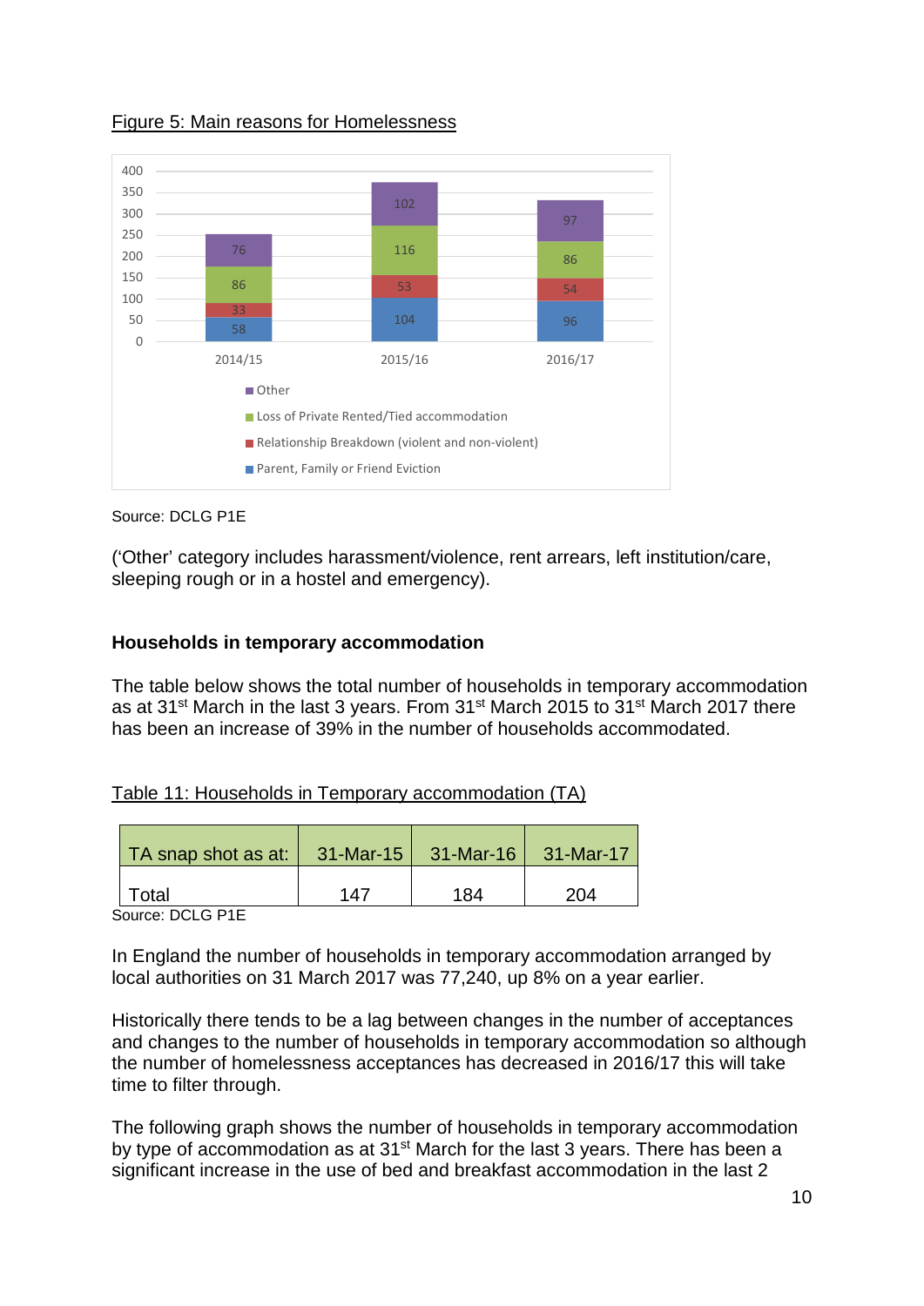Figure 5: Main reasons for Homelessness

| | 2014/15 | 2015/16 | 2016/17 |
|---|---|---|---|
| Other | 76 | 102 | 97 |
| Loss of Private Rented/Tied accommodation | 86 | 116 | 86 |
| Relationship Breakdown (violent and non-violent) | 33 | 53 | 54 |
| Parent, Family or Friend Eviction | 58 | 104 | 96 |

Source: DCLG P1E

('Other' category includes harassment/violence, rent arrears, left institution/care, sleeping rough or in a hostel and emergency).

**Households in temporary accommodation**

The table below shows the total number of households in temporary accommodation as at 31st March in the last 3 years. From 31st March 2015 to 31st March 2017 there has been an increase of 39% in the number of households accommodated.

Table 11: Households in Temporary accommodation (TA)

| TA snap shot as at: | 31-Mar-15 | 31-Mar-16 | 31-Mar-17 |
|---|---|---|---|
| Total | 147 | 184 | 204 |

Source: DCLG P1E

In England the number of households in temporary accommodation arranged by local authorities on 31 March 2017 was 77,240, up 8% on a year earlier.

Historically there tends to be a lag between changes in the number of acceptances and changes to the number of households in temporary accommodation so although the number of homelessness acceptances has decreased in 2016/17 this will take time to filter through.

The following graph shows the number of households in temporary accommodation by type of accommodation as at 31st March for the last 3 years. There has been a significant increase in the use of bed and breakfast accommodation in the last 2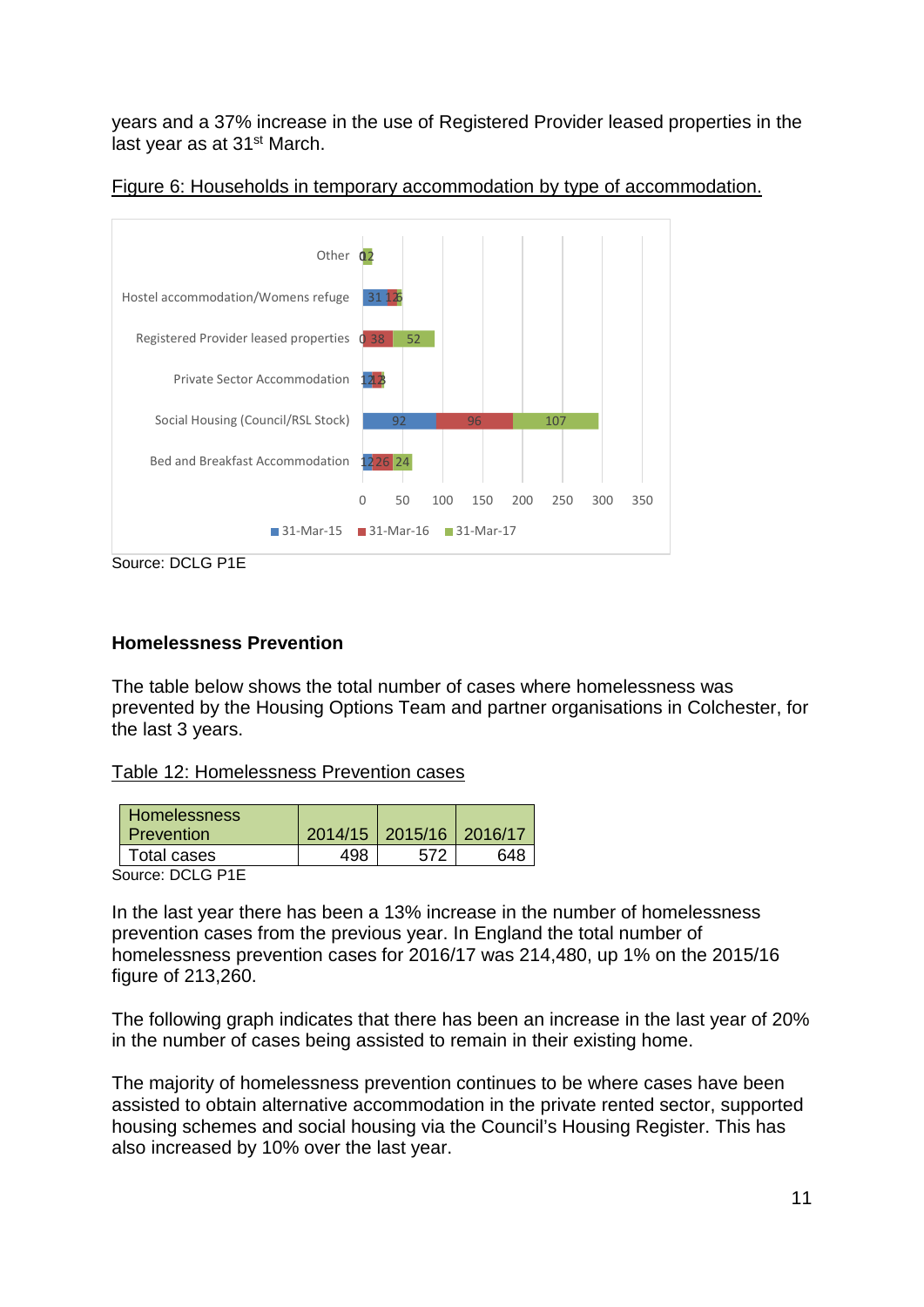years and a 37% increase in the use of Registered Provider leased properties in the last year as at 31st March.

Figure 6: Households in temporary accommodation by type of accommodation.

| | 31-Mar-15 | 31-Mar-16 | 31-Mar-17 |
|---|---|---|---|
| Other | 0 | 2 | |
| Hostel accommodation/Womens refuge | 31 | 12 | 6 |
| Registered Provider leased properties | 0 | 38 | 52 |
| Private Sector Accommodation | 12 | 12 | 3 |
| Social Housing (Council/RSL Stock) | 92 | 96 | 107 |
| Bed and Breakfast Accommodation | 12 | 26 | 24 |

Source: DCLG P1E

## Homelessness Prevention

The table below shows the total number of cases where homelessness was prevented by the Housing Options Team and partner organisations in Colchester, for the last 3 years.

Table 12: Homelessness Prevention cases

| Homelessness Prevention | 2014/15 | 2015/16 | 2016/17 |
|---|---|---|---|
| Total cases | 498 | 572 | 648 |

Source: DCLG P1E

In the last year there has been a 13% increase in the number of homelessness prevention cases from the previous year. In England the total number of homelessness prevention cases for 2016/17 was 214,480, up 1% on the 2015/16 figure of 213,260.

The following graph indicates that there has been an increase in the last year of 20% in the number of cases being assisted to remain in their existing home.

The majority of homelessness prevention continues to be where cases have been assisted to obtain alternative accommodation in the private rented sector, supported housing schemes and social housing via the Council's Housing Register. This has also increased by 10% over the last year.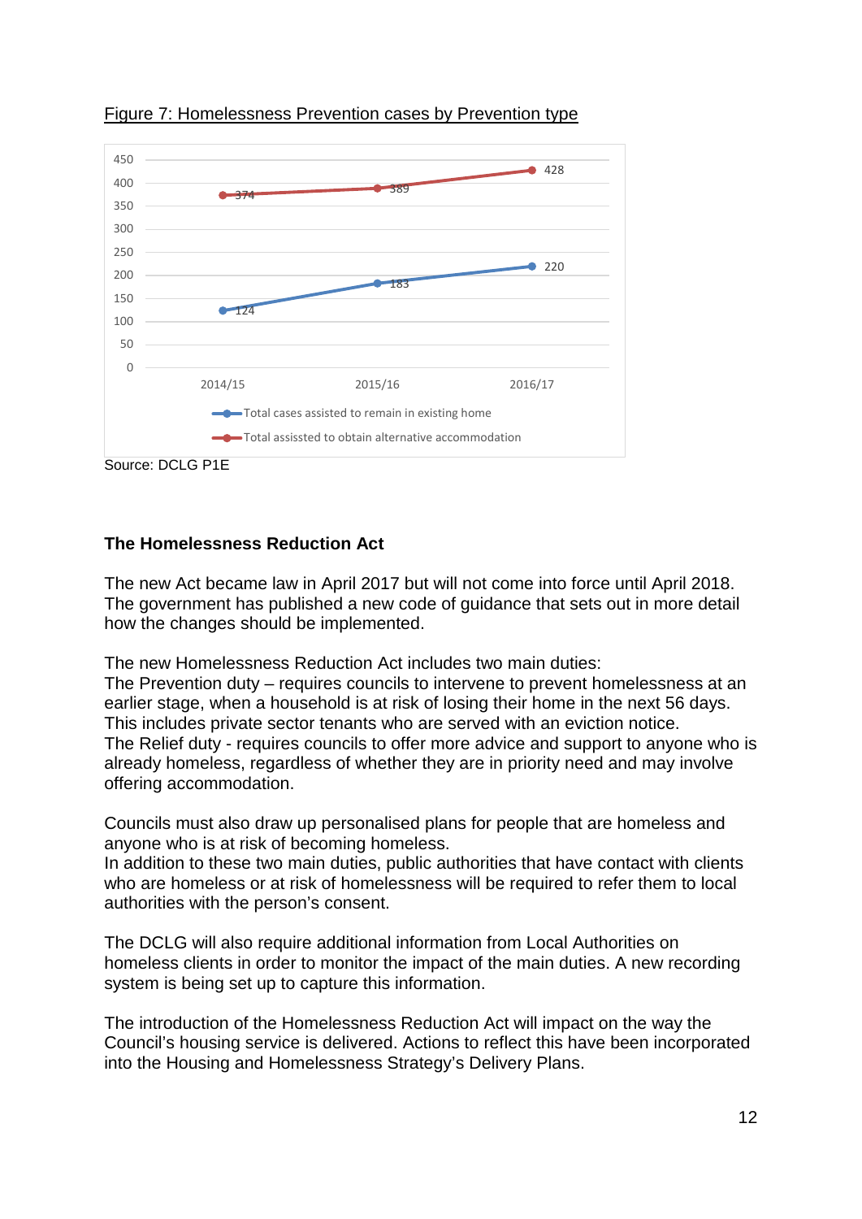Figure 7: Homelessness Prevention cases by Prevention type

Source: DCLG P1E

**The Homelessness Reduction Act**

The new Act became law in April 2017 but will not come into force until April 2018. The government has published a new code of guidance that sets out in more detail how the changes should be implemented.

The new Homelessness Reduction Act includes two main duties:
The Prevention duty – requires councils to intervene to prevent homelessness at an earlier stage, when a household is at risk of losing their home in the next 56 days. This includes private sector tenants who are served with an eviction notice.
The Relief duty - requires councils to offer more advice and support to anyone who is already homeless, regardless of whether they are in priority need and may involve offering accommodation.

Councils must also draw up personalised plans for people that are homeless and anyone who is at risk of becoming homeless.
In addition to these two main duties, public authorities that have contact with clients who are homeless or at risk of homelessness will be required to refer them to local authorities with the person's consent.

The DCLG will also require additional information from Local Authorities on homeless clients in order to monitor the impact of the main duties. A new recording system is being set up to capture this information.

The introduction of the Homelessness Reduction Act will impact on the way the Council's housing service is delivered. Actions to reflect this have been incorporated into the Housing and Homelessness Strategy's Delivery Plans.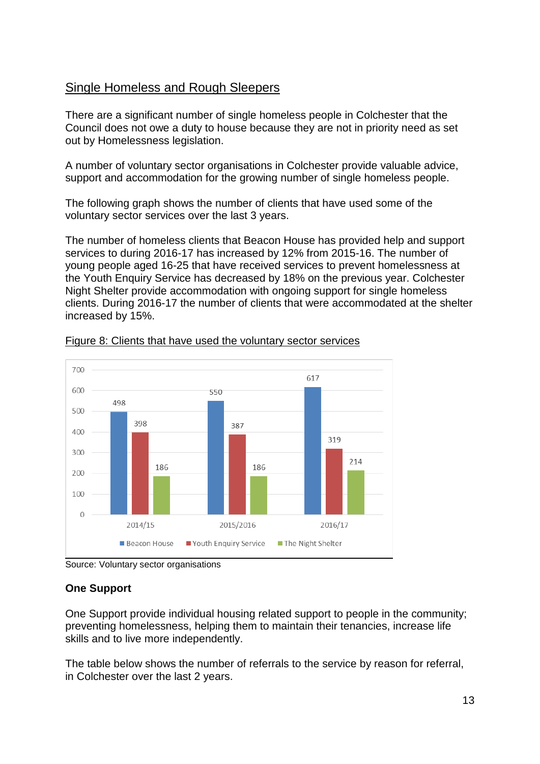## Single Homeless and Rough Sleepers

There are a significant number of single homeless people in Colchester that the Council does not owe a duty to house because they are not in priority need as set out by Homelessness legislation.

A number of voluntary sector organisations in Colchester provide valuable advice, support and accommodation for the growing number of single homeless people.

The following graph shows the number of clients that have used some of the voluntary sector services over the last 3 years.

The number of homeless clients that Beacon House has provided help and support services to during 2016-17 has increased by 12% from 2015-16. The number of young people aged 16-25 that have received services to prevent homelessness at the Youth Enquiry Service has decreased by 18% on the previous year. Colchester Night Shelter provide accommodation with ongoing support for single homeless clients. During 2016-17 the number of clients that were accommodated at the shelter increased by 15%.

Figure 8: Clients that have used the voluntary sector services

| | 2014/15 | 2015/2016 | 2016/17 |
|---|---|---|---|
| Beacon House | 498 | 550 | 617 |
| Youth Enquiry Service | 398 | 387 | 319 |
| The Night Shelter | 186 | 186 | 214 |

Source: Voluntary sector organisations

**One Support**

One Support provide individual housing related support to people in the community; preventing homelessness, helping them to maintain their tenancies, increase life skills and to live more independently.

The table below shows the number of referrals to the service by reason for referral, in Colchester over the last 2 years.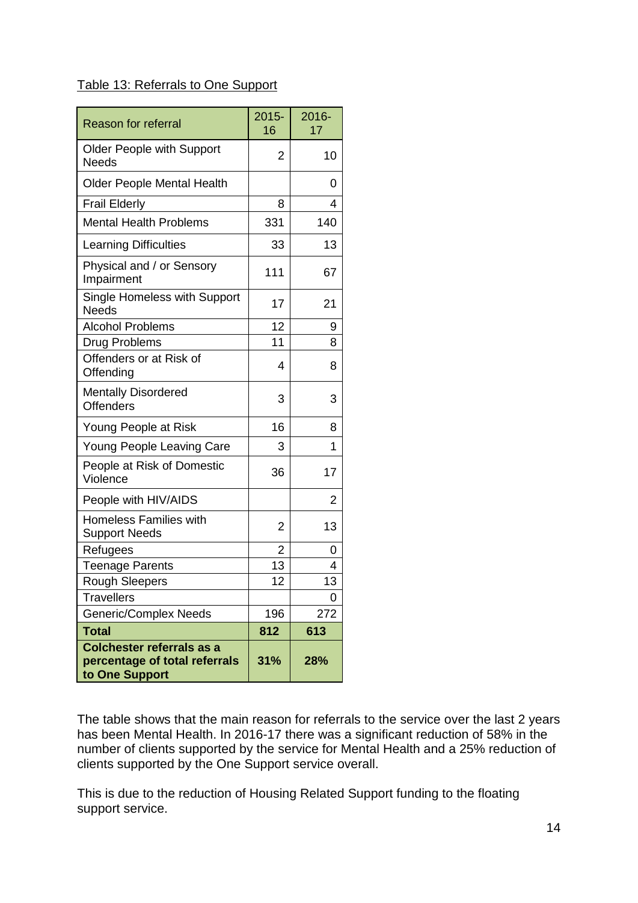Table 13: Referrals to One Support

| Reason for referral | 2015-16 | 2016-17 |
|---|---|---|
| Older People with Support Needs | 2 | 10 |
| Older People Mental Health | | 0 |
| Frail Elderly | 8 | 4 |
| Mental Health Problems | 331 | 140 |
| Learning Difficulties | 33 | 13 |
| Physical and / or Sensory Impairment | 111 | 67 |
| Single Homeless with Support Needs | 17 | 21 |
| Alcohol Problems | 12 | 9 |
| Drug Problems | 11 | 8 |
| Offenders or at Risk of Offending | 4 | 8 |
| Mentally Disordered Offenders | 3 | 3 |
| Young People at Risk | 16 | 8 |
| Young People Leaving Care | 3 | 1 |
| People at Risk of Domestic Violence | 36 | 17 |
| People with HIV/AIDS | | 2 |
| Homeless Families with Support Needs | 2 | 13 |
| Refugees | 2 | 0 |
| Teenage Parents | 13 | 4 |
| Rough Sleepers | 12 | 13 |
| Travellers | | 0 |
| Generic/Complex Needs | 196 | 272 |
| **Total** | **812** | **613** |
| **Colchester referrals as a percentage of total referrals to One Support** | **31%** | **28%** |

The table shows that the main reason for referrals to the service over the last 2 years has been Mental Health. In 2016-17 there was a significant reduction of 58% in the number of clients supported by the service for Mental Health and a 25% reduction of clients supported by the One Support service overall.

This is due to the reduction of Housing Related Support funding to the floating support service.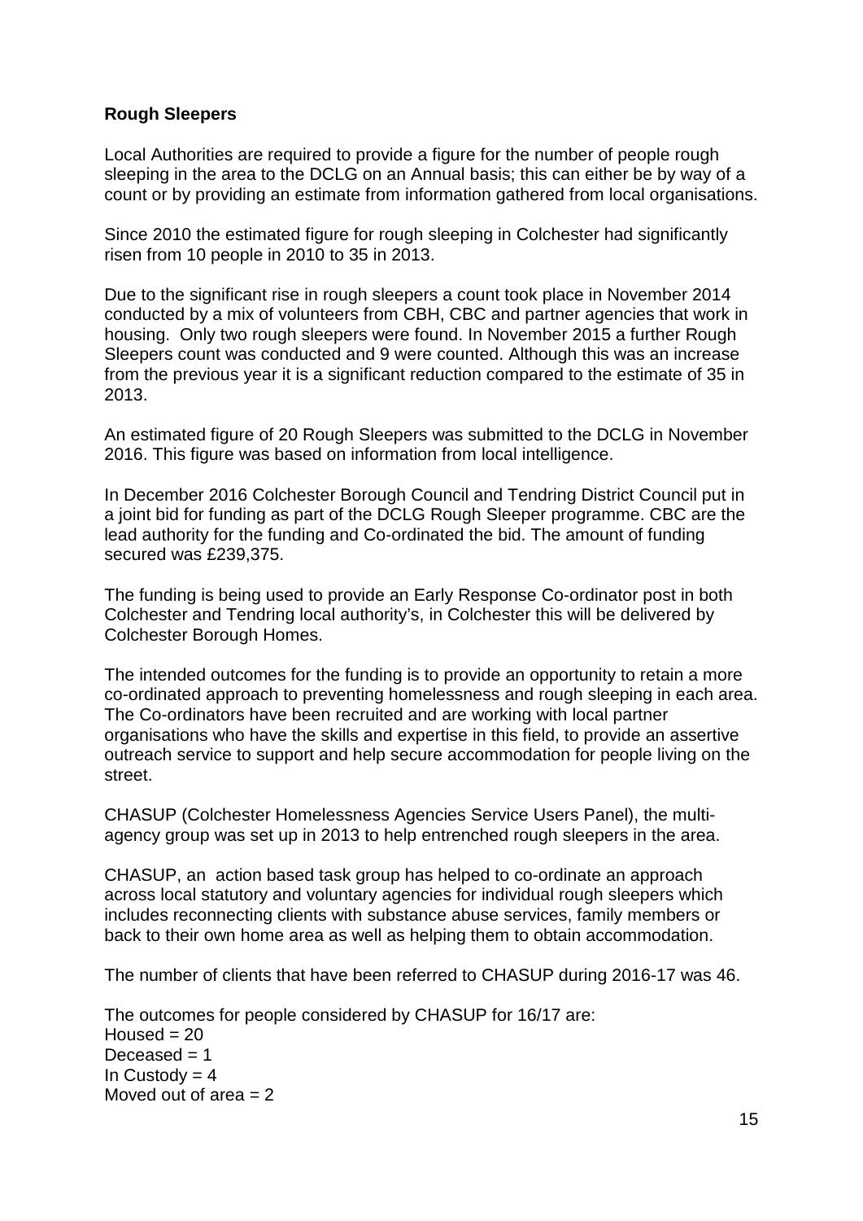**Rough Sleepers**

Local Authorities are required to provide a figure for the number of people rough sleeping in the area to the DCLG on an Annual basis; this can either be by way of a count or by providing an estimate from information gathered from local organisations.

Since 2010 the estimated figure for rough sleeping in Colchester had significantly risen from 10 people in 2010 to 35 in 2013.

Due to the significant rise in rough sleepers a count took place in November 2014 conducted by a mix of volunteers from CBH, CBC and partner agencies that work in housing. Only two rough sleepers were found. In November 2015 a further Rough Sleepers count was conducted and 9 were counted. Although this was an increase from the previous year it is a significant reduction compared to the estimate of 35 in 2013.

An estimated figure of 20 Rough Sleepers was submitted to the DCLG in November 2016. This figure was based on information from local intelligence.

In December 2016 Colchester Borough Council and Tendring District Council put in a joint bid for funding as part of the DCLG Rough Sleeper programme. CBC are the lead authority for the funding and Co-ordinated the bid. The amount of funding secured was £239,375.

The funding is being used to provide an Early Response Co-ordinator post in both Colchester and Tendring local authority's, in Colchester this will be delivered by Colchester Borough Homes.

The intended outcomes for the funding is to provide an opportunity to retain a more co-ordinated approach to preventing homelessness and rough sleeping in each area. The Co-ordinators have been recruited and are working with local partner organisations who have the skills and expertise in this field, to provide an assertive outreach service to support and help secure accommodation for people living on the street.

CHASUP (Colchester Homelessness Agencies Service Users Panel), the multi-agency group was set up in 2013 to help entrenched rough sleepers in the area.

CHASUP, an action based task group has helped to co-ordinate an approach across local statutory and voluntary agencies for individual rough sleepers which includes reconnecting clients with substance abuse services, family members or back to their own home area as well as helping them to obtain accommodation.

The number of clients that have been referred to CHASUP during 2016-17 was 46.

The outcomes for people considered by CHASUP for 16/17 are:
Housed = 20
Deceased = 1
In Custody = 4
Moved out of area = 2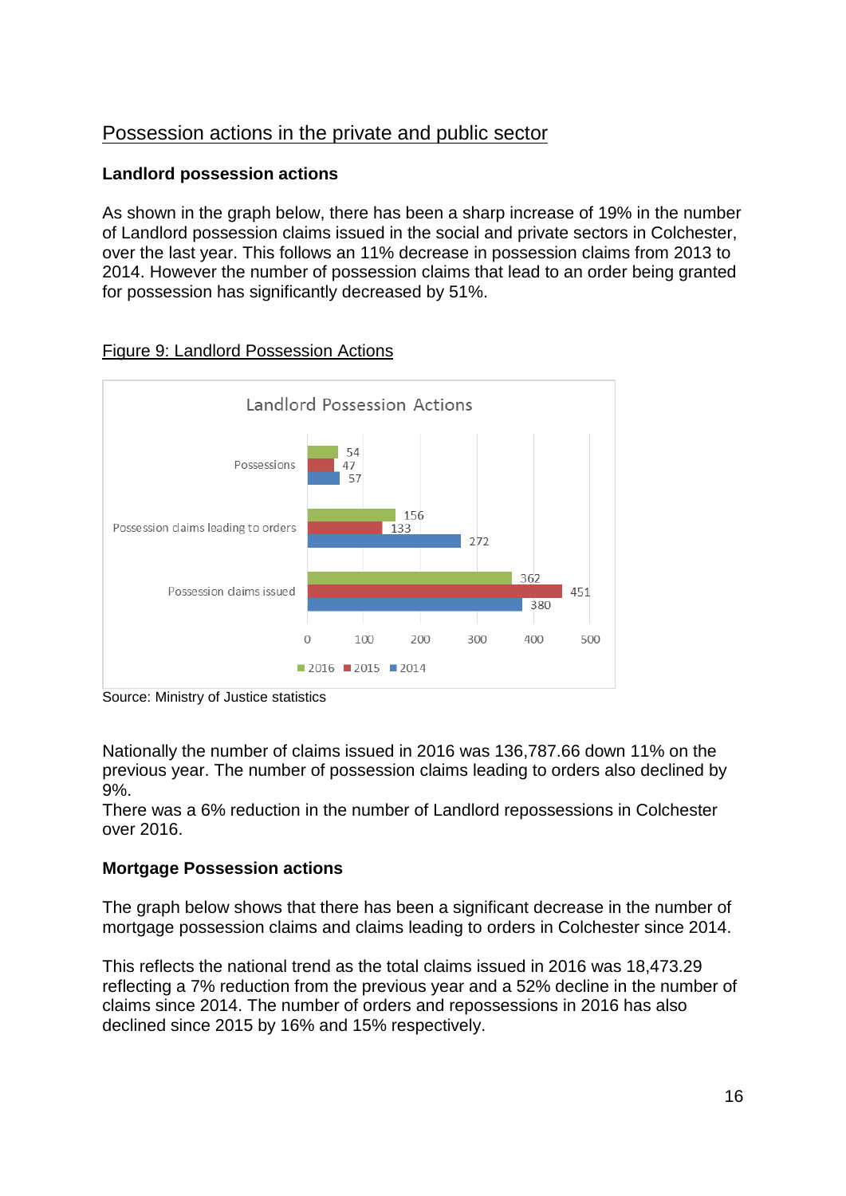## Possession actions in the private and public sector

### Landlord possession actions

As shown in the graph below, there has been a sharp increase of 19% in the number of Landlord possession claims issued in the social and private sectors in Colchester, over the last year. This follows an 11% decrease in possession claims from 2013 to 2014. However the number of possession claims that lead to an order being granted for possession has significantly decreased by 51%.

Figure 9: Landlord Possession Actions

| Landlord Possession Actions | 2016 | 2015 | 2014 |
|---|---|---|---|
| Possessions | 54 | 47 | 57 |
| Possession claims leading to orders | 156 | 133 | 272 |
| Possession claims issued | 362 | 451 | 380 |

Source: Ministry of Justice statistics

Nationally the number of claims issued in 2016 was 136,787.66 down 11% on the previous year. The number of possession claims leading to orders also declined by 9%.
There was a 6% reduction in the number of Landlord repossessions in Colchester over 2016.

### Mortgage Possession actions

The graph below shows that there has been a significant decrease in the number of mortgage possession claims and claims leading to orders in Colchester since 2014.

This reflects the national trend as the total claims issued in 2016 was 18,473.29 reflecting a 7% reduction from the previous year and a 52% decline in the number of claims since 2014. The number of orders and repossessions in 2016 has also declined since 2015 by 16% and 15% respectively.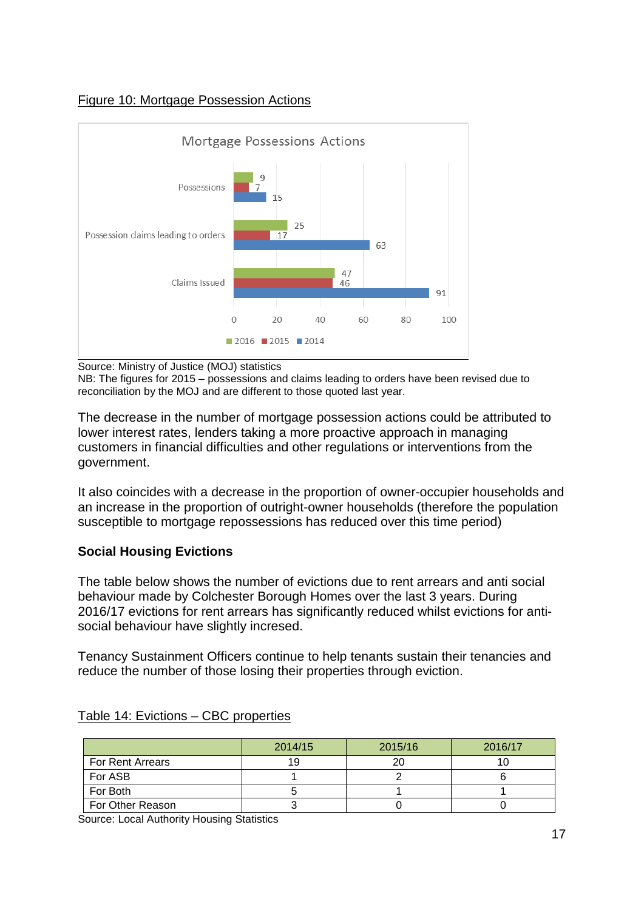Figure 10: Mortgage Possession Actions

**Mortgage Possessions Actions**

| | 2016 | 2015 | 2014 |
|---|---|---|---|
| Possessions | 9 | 7 | 15 |
| Possession claims leading to orders | 25 | 17 | 63 |
| Claims Issued | 47 | 46 | 91 |

Source: Ministry of Justice (MOJ) statistics
NB: The figures for 2015 – possessions and claims leading to orders have been revised due to reconciliation by the MOJ and are different to those quoted last year.

The decrease in the number of mortgage possession actions could be attributed to lower interest rates, lenders taking a more proactive approach in managing customers in financial difficulties and other regulations or interventions from the government.

It also coincides with a decrease in the proportion of owner-occupier households and an increase in the proportion of outright-owner households (therefore the population susceptible to mortgage repossessions has reduced over this time period)

**Social Housing Evictions**

The table below shows the number of evictions due to rent arrears and anti social behaviour made by Colchester Borough Homes over the last 3 years. During 2016/17 evictions for rent arrears has significantly reduced whilst evictions for anti-social behaviour have slightly incresed.

Tenancy Sustainment Officers continue to help tenants sustain their tenancies and reduce the number of those losing their properties through eviction.

Table 14: Evictions – CBC properties

| | 2014/15 | 2015/16 | 2016/17 |
|---|---|---|---|
| For Rent Arrears | 19 | 20 | 10 |
| For ASB | 1 | 2 | 6 |
| For Both | 5 | 1 | 1 |
| For Other Reason | 3 | 0 | 0 |

Source: Local Authority Housing Statistics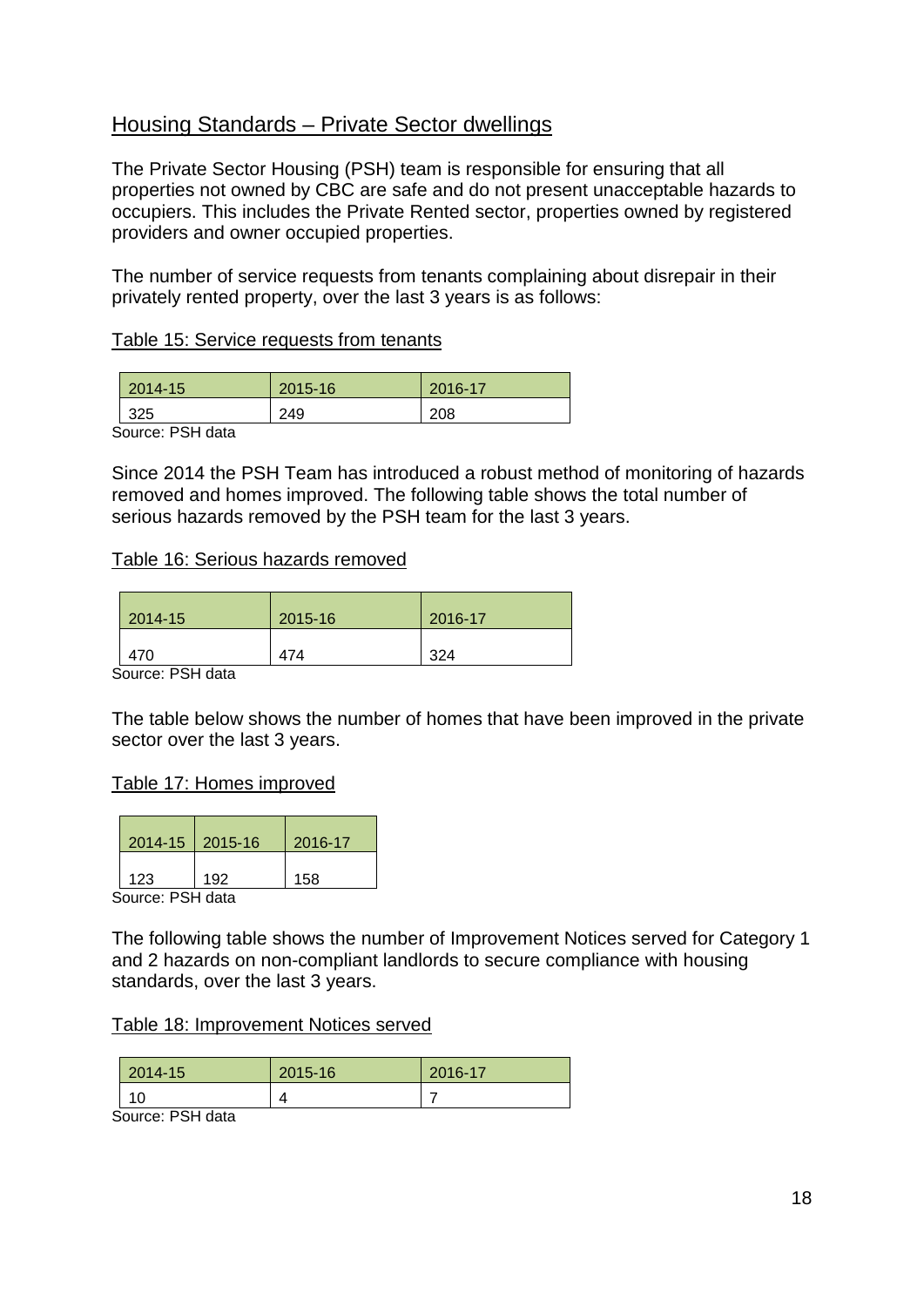## Housing Standards – Private Sector dwellings

The Private Sector Housing (PSH) team is responsible for ensuring that all properties not owned by CBC are safe and do not present unacceptable hazards to occupiers. This includes the Private Rented sector, properties owned by registered providers and owner occupied properties.

The number of service requests from tenants complaining about disrepair in their privately rented property, over the last 3 years is as follows:

Table 15: Service requests from tenants

| 2014-15 | 2015-16 | 2016-17 |
|---|---|---|
| 325 | 249 | 208 |

Source: PSH data

Since 2014 the PSH Team has introduced a robust method of monitoring of hazards removed and homes improved. The following table shows the total number of serious hazards removed by the PSH team for the last 3 years.

Table 16: Serious hazards removed

| 2014-15 | 2015-16 | 2016-17 |
|---|---|---|
| 470 | 474 | 324 |

Source: PSH data

The table below shows the number of homes that have been improved in the private sector over the last 3 years.

Table 17: Homes improved

| 2014-15 | 2015-16 | 2016-17 |
|---|---|---|
| 123 | 192 | 158 |

Source: PSH data

The following table shows the number of Improvement Notices served for Category 1 and 2 hazards on non-compliant landlords to secure compliance with housing standards, over the last 3 years.

Table 18: Improvement Notices served

| 2014-15 | 2015-16 | 2016-17 |
|---|---|---|
| 10 | 4 | 7 |

Source: PSH data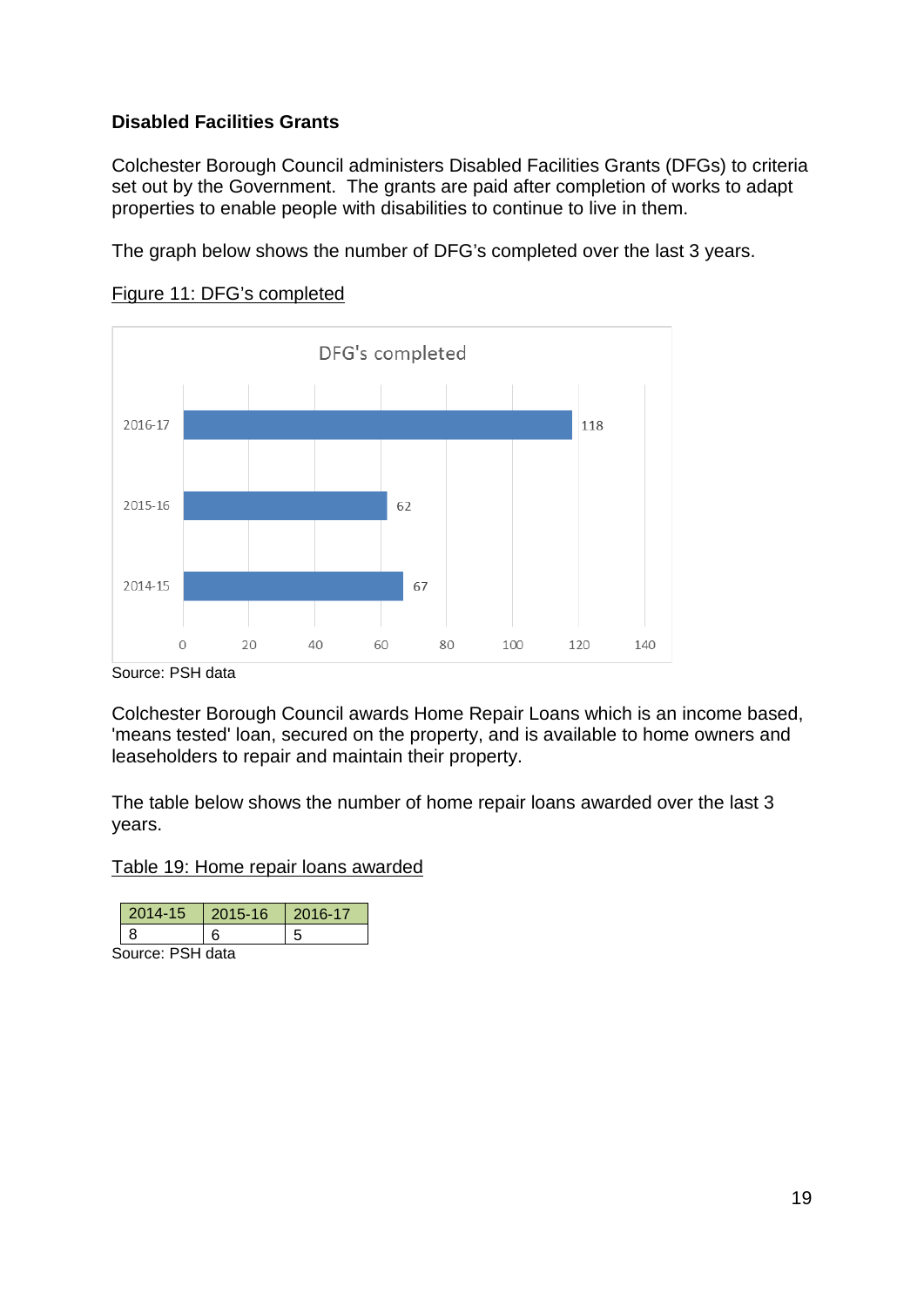**Disabled Facilities Grants**

Colchester Borough Council administers Disabled Facilities Grants (DFGs) to criteria set out by the Government. The grants are paid after completion of works to adapt properties to enable people with disabilities to continue to live in them.

The graph below shows the number of DFG's completed over the last 3 years.

Figure 11: DFG's completed

| Year | DFG's completed |
|---|---|
| 2016-17 | 118 |
| 2015-16 | 62 |
| 2014-15 | 67 |

Source: PSH data

Colchester Borough Council awards Home Repair Loans which is an income based, 'means tested' loan, secured on the property, and is available to home owners and leaseholders to repair and maintain their property.

The table below shows the number of home repair loans awarded over the last 3 years.

Table 19: Home repair loans awarded

| 2014-15 | 2015-16 | 2016-17 |
|---|---|---|
| 8 | 6 | 5 |

Source: PSH data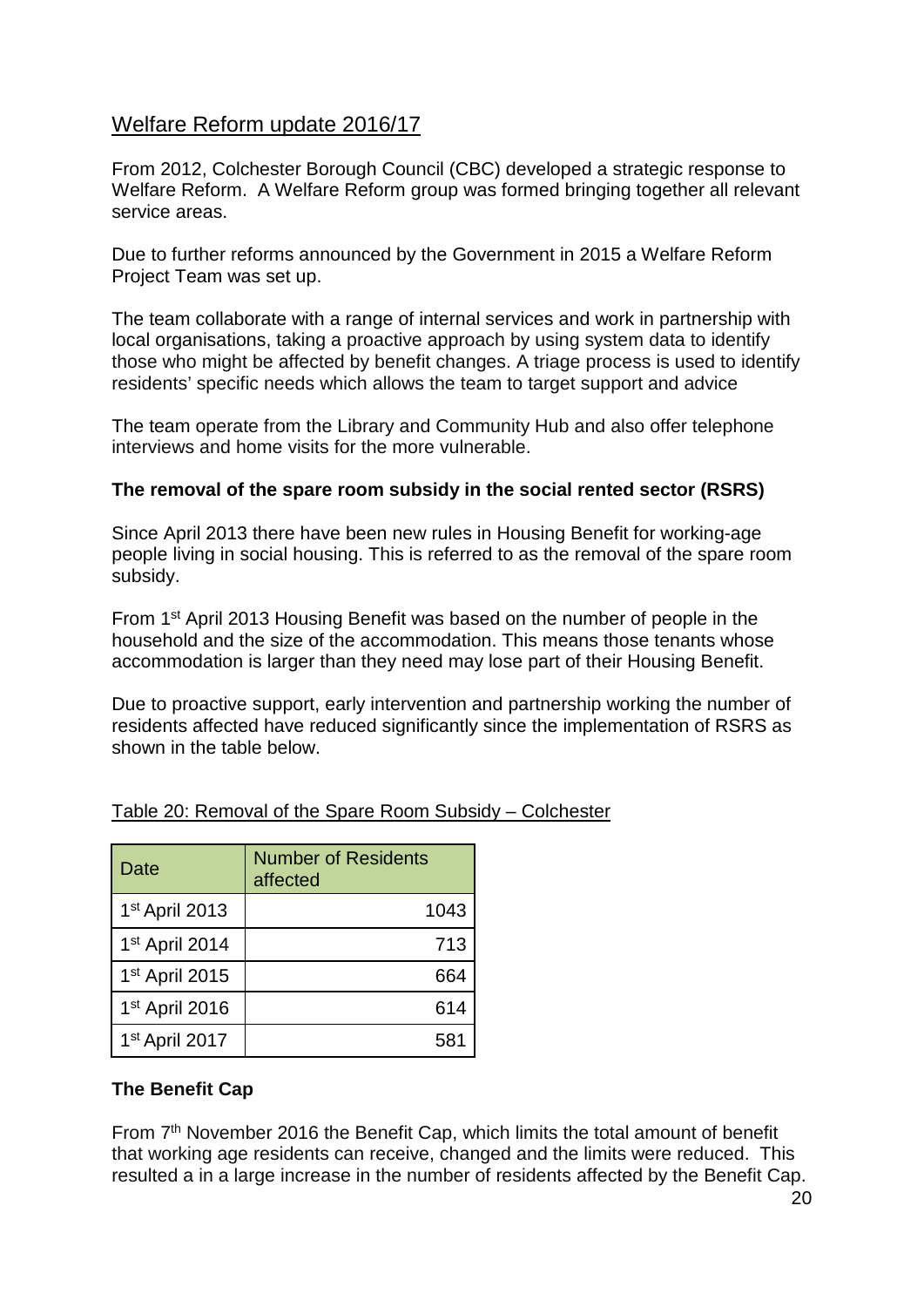## Welfare Reform update 2016/17

From 2012, Colchester Borough Council (CBC) developed a strategic response to Welfare Reform. A Welfare Reform group was formed bringing together all relevant service areas.

Due to further reforms announced by the Government in 2015 a Welfare Reform Project Team was set up.

The team collaborate with a range of internal services and work in partnership with local organisations, taking a proactive approach by using system data to identify those who might be affected by benefit changes. A triage process is used to identify residents' specific needs which allows the team to target support and advice

The team operate from the Library and Community Hub and also offer telephone interviews and home visits for the more vulnerable.

**The removal of the spare room subsidy in the social rented sector (RSRS)**

Since April 2013 there have been new rules in Housing Benefit for working-age people living in social housing. This is referred to as the removal of the spare room subsidy.

From 1st April 2013 Housing Benefit was based on the number of people in the household and the size of the accommodation. This means those tenants whose accommodation is larger than they need may lose part of their Housing Benefit.

Due to proactive support, early intervention and partnership working the number of residents affected have reduced significantly since the implementation of RSRS as shown in the table below.

Table 20: Removal of the Spare Room Subsidy – Colchester

| Date | Number of Residents affected |
|---|---:|
| 1st April 2013 | 1043 |
| 1st April 2014 | 713 |
| 1st April 2015 | 664 |
| 1st April 2016 | 614 |
| 1st April 2017 | 581 |

**The Benefit Cap**

From 7th November 2016 the Benefit Cap, which limits the total amount of benefit that working age residents can receive, changed and the limits were reduced. This resulted a in a large increase in the number of residents affected by the Benefit Cap.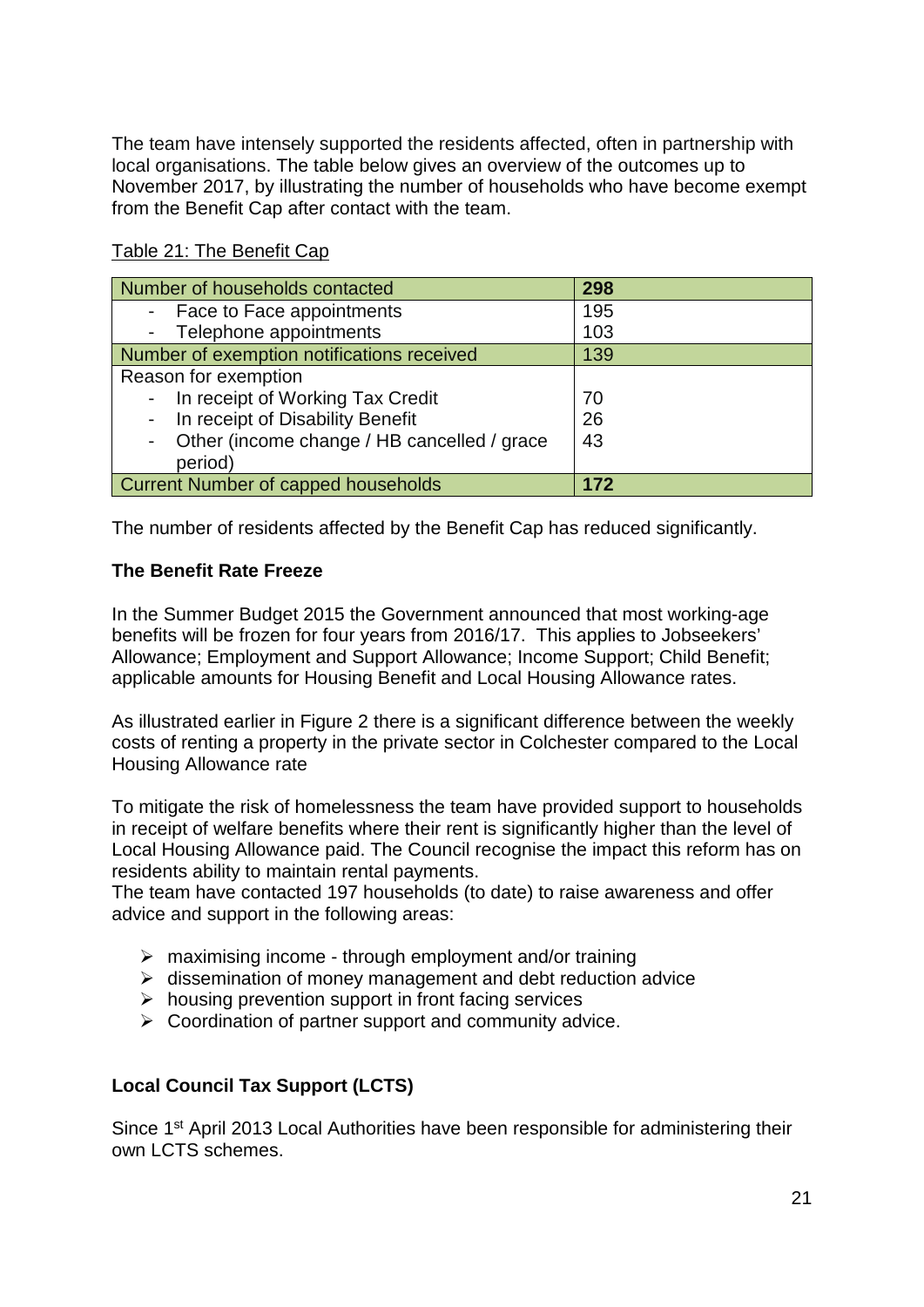The team have intensely supported the residents affected, often in partnership with local organisations. The table below gives an overview of the outcomes up to November 2017, by illustrating the number of households who have become exempt from the Benefit Cap after contact with the team.

Table 21: The Benefit Cap

| Number of households contacted | **298** |
|---|---|
| - Face to Face appointments | 195 |
| - Telephone appointments | 103 |
| Number of exemption notifications received | 139 |
| Reason for exemption | |
| - In receipt of Working Tax Credit | 70 |
| - In receipt of Disability Benefit | 26 |
| - Other (income change / HB cancelled / grace period) | 43 |
| Current Number of capped households | **172** |

The number of residents affected by the Benefit Cap has reduced significantly.

**The Benefit Rate Freeze**

In the Summer Budget 2015 the Government announced that most working-age benefits will be frozen for four years from 2016/17. This applies to Jobseekers' Allowance; Employment and Support Allowance; Income Support; Child Benefit; applicable amounts for Housing Benefit and Local Housing Allowance rates.

As illustrated earlier in Figure 2 there is a significant difference between the weekly costs of renting a property in the private sector in Colchester compared to the Local Housing Allowance rate

To mitigate the risk of homelessness the team have provided support to households in receipt of welfare benefits where their rent is significantly higher than the level of Local Housing Allowance paid. The Council recognise the impact this reform has on residents ability to maintain rental payments.
The team have contacted 197 households (to date) to raise awareness and offer advice and support in the following areas:

- maximising income - through employment and/or training
- dissemination of money management and debt reduction advice
- housing prevention support in front facing services
- Coordination of partner support and community advice.

**Local Council Tax Support (LCTS)**

Since 1st April 2013 Local Authorities have been responsible for administering their own LCTS schemes.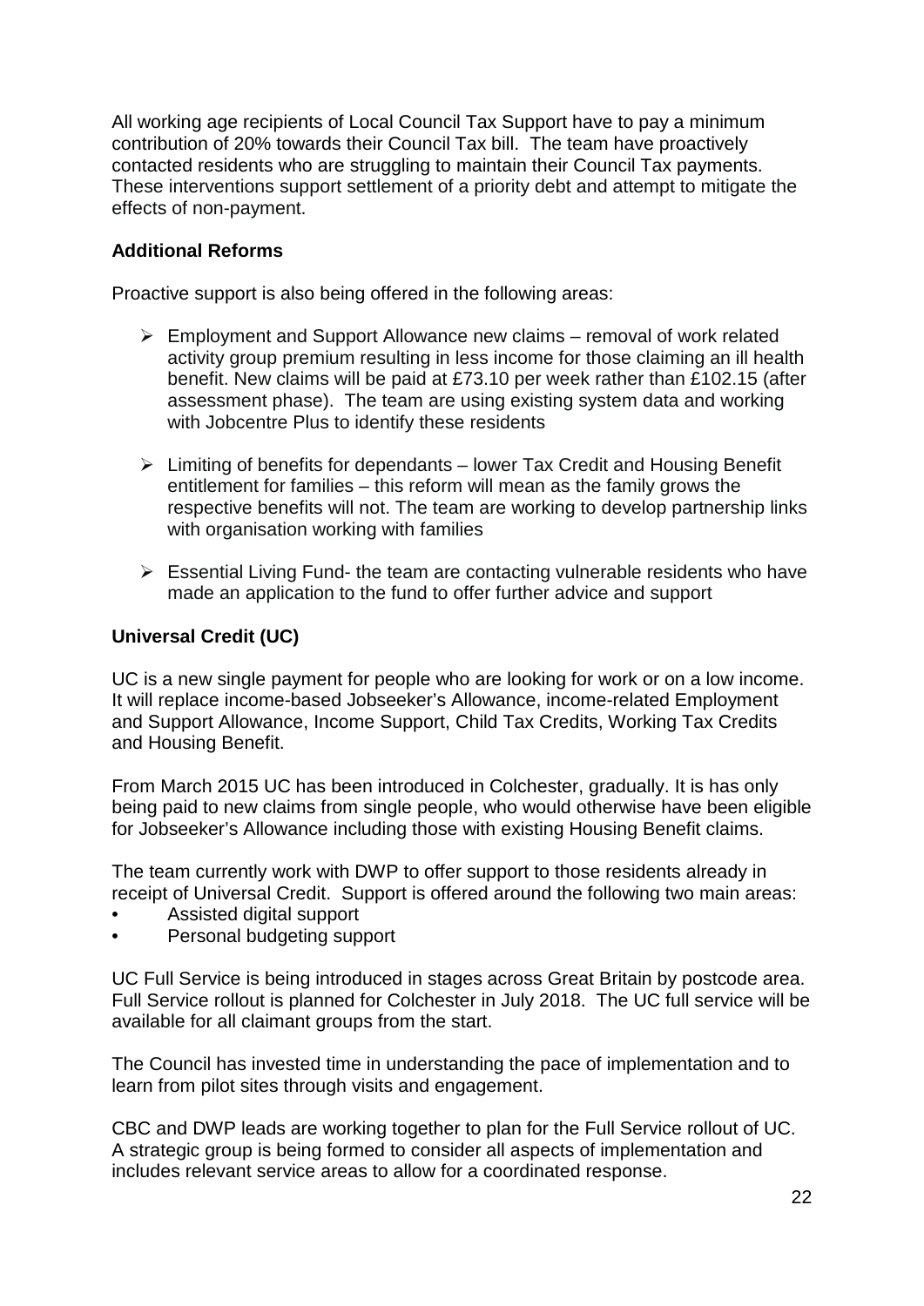All working age recipients of Local Council Tax Support have to pay a minimum contribution of 20% towards their Council Tax bill. The team have proactively contacted residents who are struggling to maintain their Council Tax payments. These interventions support settlement of a priority debt and attempt to mitigate the effects of non-payment.

**Additional Reforms**

Proactive support is also being offered in the following areas:

- Employment and Support Allowance new claims – removal of work related activity group premium resulting in less income for those claiming an ill health benefit. New claims will be paid at £73.10 per week rather than £102.15 (after assessment phase). The team are using existing system data and working with Jobcentre Plus to identify these residents

- Limiting of benefits for dependants – lower Tax Credit and Housing Benefit entitlement for families – this reform will mean as the family grows the respective benefits will not. The team are working to develop partnership links with organisation working with families

- Essential Living Fund- the team are contacting vulnerable residents who have made an application to the fund to offer further advice and support

**Universal Credit (UC)**

UC is a new single payment for people who are looking for work or on a low income. It will replace income-based Jobseeker's Allowance, income-related Employment and Support Allowance, Income Support, Child Tax Credits, Working Tax Credits and Housing Benefit.

From March 2015 UC has been introduced in Colchester, gradually. It is has only being paid to new claims from single people, who would otherwise have been eligible for Jobseeker's Allowance including those with existing Housing Benefit claims.

The team currently work with DWP to offer support to those residents already in receipt of Universal Credit. Support is offered around the following two main areas:

- Assisted digital support
- Personal budgeting support

UC Full Service is being introduced in stages across Great Britain by postcode area. Full Service rollout is planned for Colchester in July 2018. The UC full service will be available for all claimant groups from the start.

The Council has invested time in understanding the pace of implementation and to learn from pilot sites through visits and engagement.

CBC and DWP leads are working together to plan for the Full Service rollout of UC. A strategic group is being formed to consider all aspects of implementation and includes relevant service areas to allow for a coordinated response.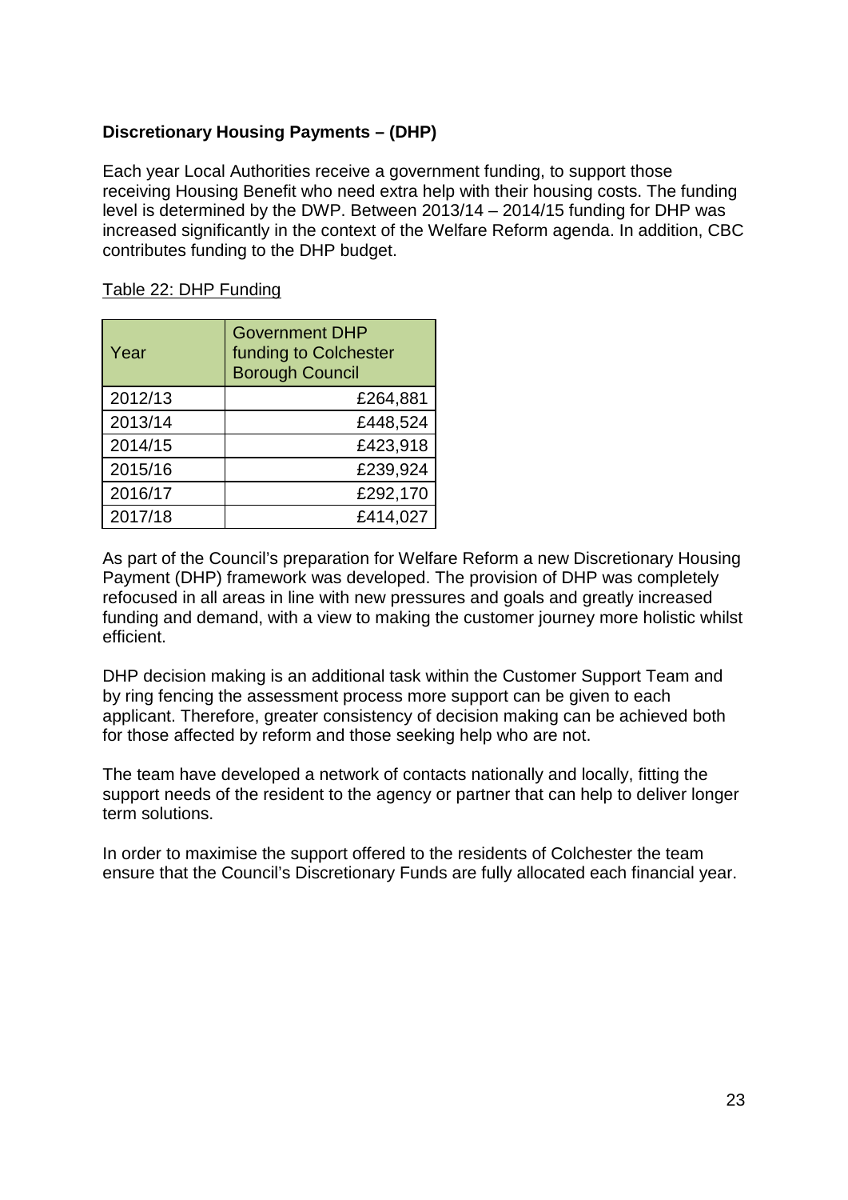**Discretionary Housing Payments – (DHP)**

Each year Local Authorities receive a government funding, to support those receiving Housing Benefit who need extra help with their housing costs. The funding level is determined by the DWP. Between 2013/14 – 2014/15 funding for DHP was increased significantly in the context of the Welfare Reform agenda. In addition, CBC contributes funding to the DHP budget.

Table 22: DHP Funding

| Year | Government DHP funding to Colchester Borough Council |
|---|---|
| 2012/13 | £264,881 |
| 2013/14 | £448,524 |
| 2014/15 | £423,918 |
| 2015/16 | £239,924 |
| 2016/17 | £292,170 |
| 2017/18 | £414,027 |

As part of the Council's preparation for Welfare Reform a new Discretionary Housing Payment (DHP) framework was developed. The provision of DHP was completely refocused in all areas in line with new pressures and goals and greatly increased funding and demand, with a view to making the customer journey more holistic whilst efficient.

DHP decision making is an additional task within the Customer Support Team and by ring fencing the assessment process more support can be given to each applicant. Therefore, greater consistency of decision making can be achieved both for those affected by reform and those seeking help who are not.

The team have developed a network of contacts nationally and locally, fitting the support needs of the resident to the agency or partner that can help to deliver longer term solutions.

In order to maximise the support offered to the residents of Colchester the team ensure that the Council's Discretionary Funds are fully allocated each financial year.